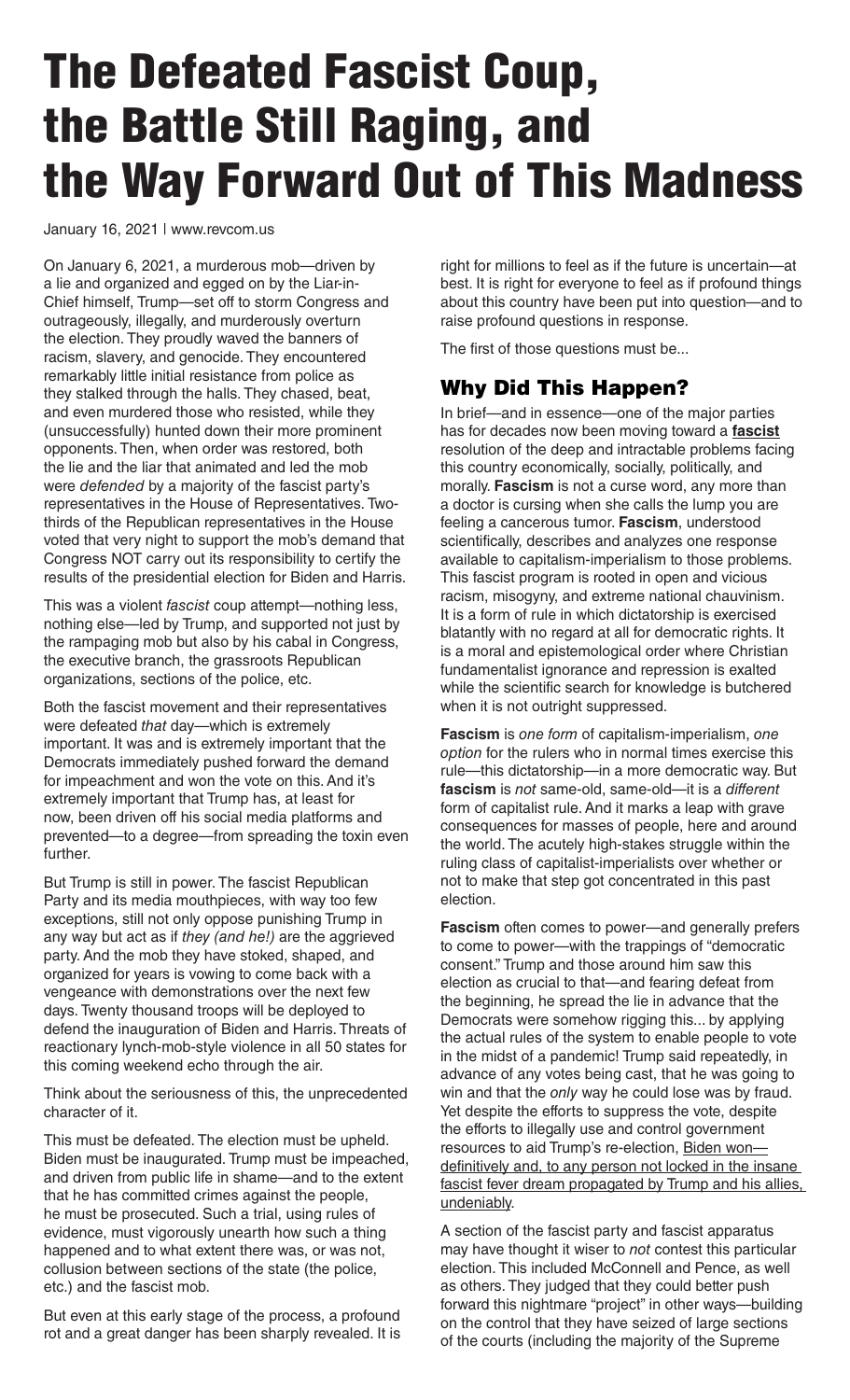# The Defeated Fascist Coup, the Battle Still Raging, and the Way Forward Out of This Madness

January 16, 2021 | www.revcom.us

On January 6, 2021, a murderous mob—driven by a lie and organized and egged on by the Liar-in-Chief himself, Trump—set off to storm Congress and outrageously, illegally, and murderously overturn the election. They proudly waved the banners of racism, slavery, and genocide. They encountered remarkably little initial resistance from police as they stalked through the halls. They chased, beat, and even murdered those who resisted, while they (unsuccessfully) hunted down their more prominent opponents. Then, when order was restored, both the lie and the liar that animated and led the mob were *defended* by a majority of the fascist party's representatives in the House of Representatives. Two-thirds of the Republican representatives in the House voted that very night to support the mob's demand that Congress NOT carry out its responsibility to certify the results of the presidential election for Biden and Harris.

This was a violent *fascist* coup attempt—nothing less, nothing else—led by Trump, and supported not just by the rampaging mob but also by his cabal in Congress, the executive branch, the grassroots Republican organizations, sections of the police, etc.

Both the fascist movement and their representatives were defeated *that* day—which is extremely important. It was and is extremely important that the Democrats immediately pushed forward the demand for impeachment and won the vote on this. And it's extremely important that Trump has, at least for now, been driven off his social media platforms and prevented—to a degree—from spreading the toxin even further.

But Trump is still in power. The fascist Republican Party and its media mouthpieces, with way too few exceptions, still not only oppose punishing Trump in any way but act as if *they (and he!)* are the aggrieved party. And the mob they have stoked, shaped, and organized for years is vowing to come back with a vengeance with demonstrations over the next few days. Twenty thousand troops will be deployed to defend the inauguration of Biden and Harris. Threats of reactionary lynch-mob-style violence in all 50 states for this coming weekend echo through the air.

Think about the seriousness of this, the unprecedented character of it.

This must be defeated. The election must be upheld. Biden must be inaugurated. Trump must be impeached, and driven from public life in shame—and to the extent that he has committed crimes against the people, he must be prosecuted. Such a trial, using rules of evidence, must vigorously unearth how such a thing happened and to what extent there was, or was not, collusion between sections of the state (the police, etc.) and the fascist mob.

But even at this early stage of the process, a profound rot and a great danger has been sharply revealed. It is right for millions to feel as if the future is uncertain—at best. It is right for everyone to feel as if profound things about this country have been put into question—and to raise profound questions in response.

The first of those questions must be...

## Why Did This Happen?

In brief—and in essence—one of the major parties has for decades now been moving toward a **fascist** resolution of the deep and intractable problems facing this country economically, socially, politically, and morally. **Fascism** is not a curse word, any more than a doctor is cursing when she calls the lump you are feeling a cancerous tumor. **Fascism**, understood scientifically, describes and analyzes one response available to capitalism-imperialism to those problems. This fascist program is rooted in open and vicious racism, misogyny, and extreme national chauvinism. It is a form of rule in which dictatorship is exercised blatantly with no regard at all for democratic rights. It is a moral and epistemological order where Christian fundamentalist ignorance and repression is exalted while the scientific search for knowledge is butchered when it is not outright suppressed.

**Fascism** is *one form* of capitalism-imperialism, *one option* for the rulers who in normal times exercise this rule—this dictatorship—in a more democratic way. But **fascism** is *not* same-old, same-old—it is a *different* form of capitalist rule. And it marks a leap with grave consequences for masses of people, here and around the world. The acutely high-stakes struggle within the ruling class of capitalist-imperialists over whether or not to make that step got concentrated in this past election.

**Fascism** often comes to power—and generally prefers to come to power—with the trappings of "democratic consent." Trump and those around him saw this election as crucial to that—and fearing defeat from the beginning, he spread the lie in advance that the Democrats were somehow rigging this... by applying the actual rules of the system to enable people to vote in the midst of a pandemic! Trump said repeatedly, in advance of any votes being cast, that he was going to win and that the *only* way he could lose was by fraud. Yet despite the efforts to suppress the vote, despite the efforts to illegally use and control government resources to aid Trump's re-election, Biden won—definitively and, to any person not locked in the insane fascist fever dream propagated by Trump and his allies, undeniably.

A section of the fascist party and fascist apparatus may have thought it wiser to *not* contest this particular election. This included McConnell and Pence, as well as others. They judged that they could better push forward this nightmare "project" in other ways—building on the control that they have seized of large sections of the courts (including the majority of the Supreme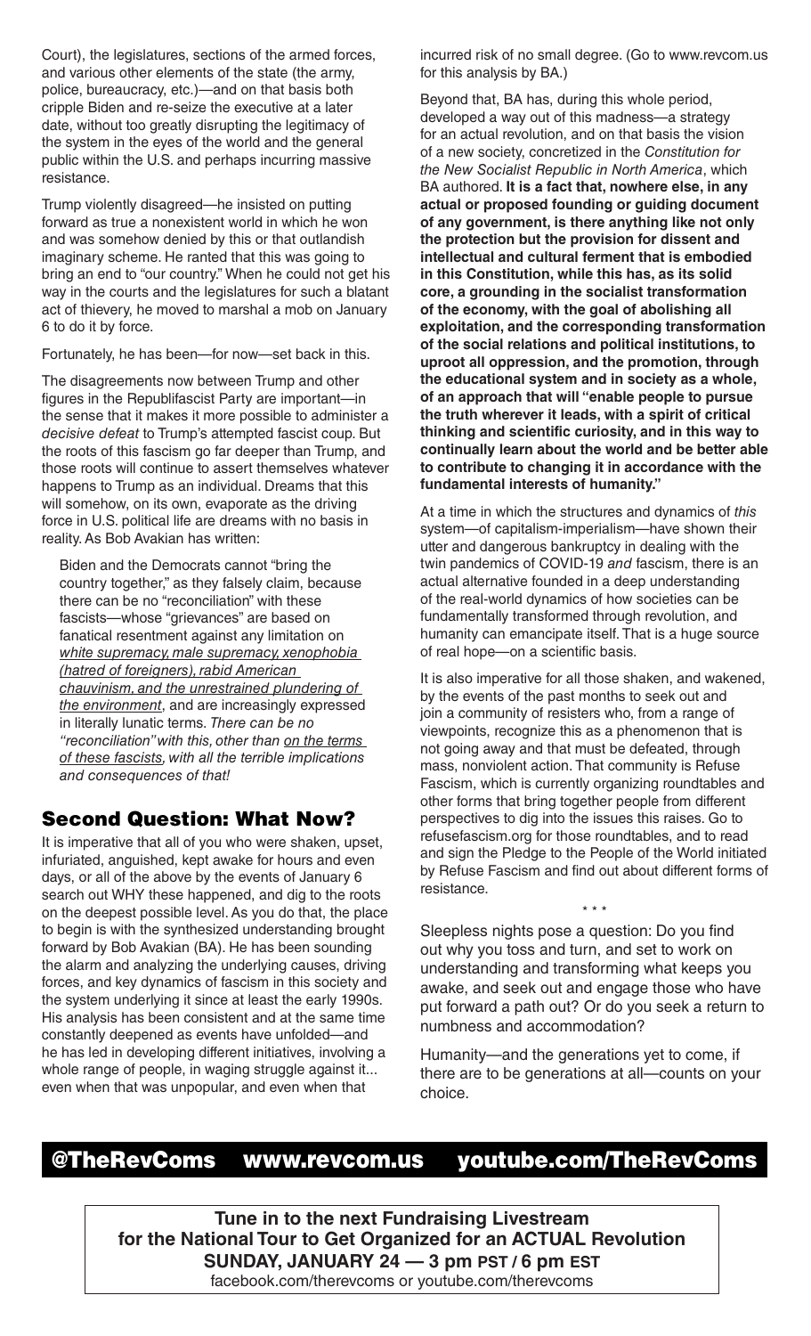Court), the legislatures, sections of the armed forces, and various other elements of the state (the army, police, bureaucracy, etc.)—and on that basis both cripple Biden and re-seize the executive at a later date, without too greatly disrupting the legitimacy of the system in the eyes of the world and the general public within the U.S. and perhaps incurring massive resistance.

Trump violently disagreed—he insisted on putting forward as true a nonexistent world in which he won and was somehow denied by this or that outlandish imaginary scheme. He ranted that this was going to bring an end to "our country." When he could not get his way in the courts and the legislatures for such a blatant act of thievery, he moved to marshal a mob on January 6 to do it by force.

Fortunately, he has been—for now—set back in this.

The disagreements now between Trump and other figures in the Republifascist Party are important—in the sense that it makes it more possible to administer a *decisive defeat* to Trump's attempted fascist coup. But the roots of this fascism go far deeper than Trump, and those roots will continue to assert themselves whatever happens to Trump as an individual. Dreams that this will somehow, on its own, evaporate as the driving force in U.S. political life are dreams with no basis in reality. As Bob Avakian has written:

> Biden and the Democrats cannot "bring the country together," as they falsely claim, because there can be no "reconciliation" with these fascists—whose "grievances" are based on fanatical resentment against any limitation on *white supremacy, male supremacy, xenophobia (hatred of foreigners), rabid American chauvinism, and the unrestrained plundering of the environment*, and are increasingly expressed in literally lunatic terms. *There can be no "reconciliation" with this, other than on the terms of these fascists, with all the terrible implications and consequences of that!*

## Second Question: What Now?

It is imperative that all of you who were shaken, upset, infuriated, anguished, kept awake for hours and even days, or all of the above by the events of January 6 search out WHY these happened, and dig to the roots on the deepest possible level. As you do that, the place to begin is with the synthesized understanding brought forward by Bob Avakian (BA). He has been sounding the alarm and analyzing the underlying causes, driving forces, and key dynamics of fascism in this society and the system underlying it since at least the early 1990s. His analysis has been consistent and at the same time constantly deepened as events have unfolded—and he has led in developing different initiatives, involving a whole range of people, in waging struggle against it... even when that was unpopular, and even when that incurred risk of no small degree. (Go to www.revcom.us for this analysis by BA.)

Beyond that, BA has, during this whole period, developed a way out of this madness—a strategy for an actual revolution, and on that basis the vision of a new society, concretized in the *Constitution for the New Socialist Republic in North America*, which BA authored. **It is a fact that, nowhere else, in any actual or proposed founding or guiding document of any government, is there anything like not only the protection but the provision for dissent and intellectual and cultural ferment that is embodied in this Constitution, while this has, as its solid core, a grounding in the socialist transformation of the economy, with the goal of abolishing all exploitation, and the corresponding transformation of the social relations and political institutions, to uproot all oppression, and the promotion, through the educational system and in society as a whole, of an approach that will "enable people to pursue the truth wherever it leads, with a spirit of critical thinking and scientific curiosity, and in this way to continually learn about the world and be better able to contribute to changing it in accordance with the fundamental interests of humanity."**

At a time in which the structures and dynamics of *this* system—of capitalism-imperialism—have shown their utter and dangerous bankruptcy in dealing with the twin pandemics of COVID-19 *and* fascism, there is an actual alternative founded in a deep understanding of the real-world dynamics of how societies can be fundamentally transformed through revolution, and humanity can emancipate itself. That is a huge source of real hope—on a scientific basis.

It is also imperative for all those shaken, and wakened, by the events of the past months to seek out and join a community of resisters who, from a range of viewpoints, recognize this as a phenomenon that is not going away and that must be defeated, through mass, nonviolent action. That community is Refuse Fascism, which is currently organizing roundtables and other forms that bring together people from different perspectives to dig into the issues this raises. Go to refusefascism.org for those roundtables, and to read and sign the Pledge to the People of the World initiated by Refuse Fascism and find out about different forms of resistance.

\* \* \*

Sleepless nights pose a question: Do you find out why you toss and turn, and set to work on understanding and transforming what keeps you awake, and seek out and engage those who have put forward a path out? Or do you seek a return to numbness and accommodation?

Humanity—and the generations yet to come, if there are to be generations at all—counts on your choice.

**@TheRevComs www.revcom.us youtube.com/TheRevComs**

**Tune in to the next Fundraising Livestream for the National Tour to Get Organized for an ACTUAL Revolution**
**SUNDAY, JANUARY 24 — 3 pm PST / 6 pm EST**
facebook.com/therevcoms or youtube.com/therevcoms